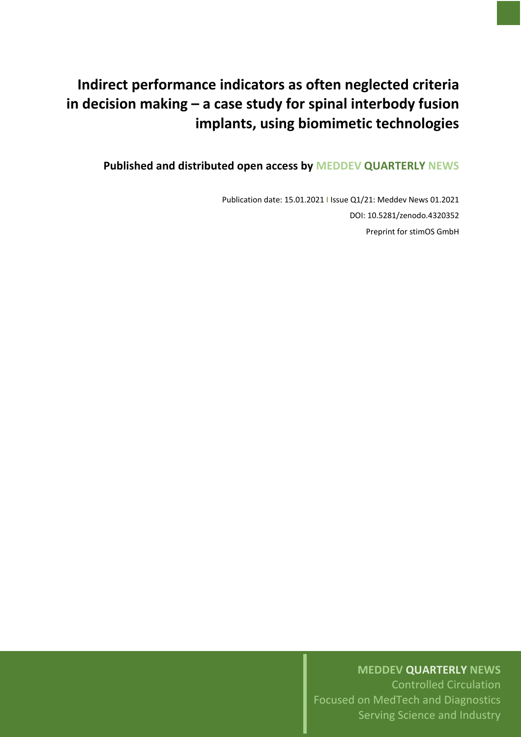# Indirect performance indicators as often neglected criteria in decision making – a case study for spinal interbody fusion implants, using biomimetic technologies

**Published and distributed open access by MEDDEV QUARTERLY NEWS**

Publication date: 15.01.2021 I Issue Q1/21: Meddev News 01.2021

DOI: 10.5281/zenodo.4320352

Preprint for stimOS GmbH

**MEDDEV QUARTERLY NEWS**

Controlled Circulation

Focused on MedTech and Diagnostics

Serving Science and Industry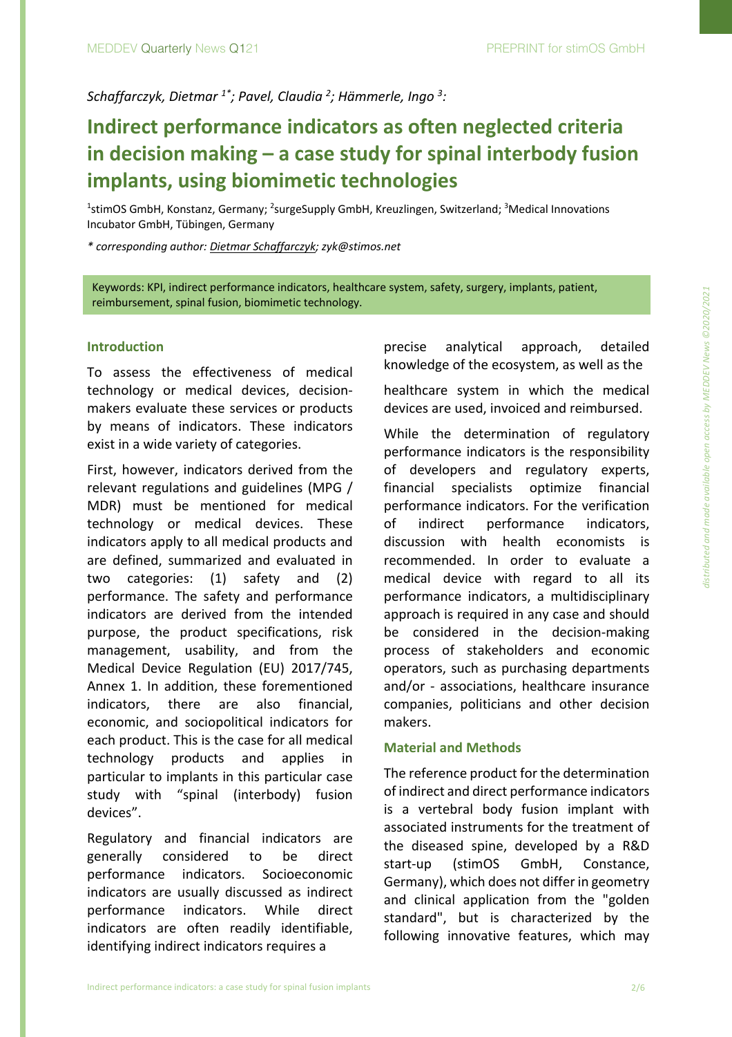*Schaffarczyk, Dietmar [1*]; Pavel, Claudia [2]; Hämmerle, Ingo [3]:*

# Indirect performance indicators as often neglected criteria in decision making – a case study for spinal interbody fusion implants, using biomimetic technologies

[1]stimOS GmbH, Konstanz, Germany; [2]surgeSupply GmbH, Kreuzlingen, Switzerland; [3]Medical Innovations Incubator GmbH, Tübingen, Germany

*\* corresponding author: Dietmar Schaffarczyk; zyk@stimos.net*

Keywords: KPI, indirect performance indicators, healthcare system, safety, surgery, implants, patient, reimbursement, spinal fusion, biomimetic technology.

## Introduction

To assess the effectiveness of medical technology or medical devices, decision-makers evaluate these services or products by means of indicators. These indicators exist in a wide variety of categories.

First, however, indicators derived from the relevant regulations and guidelines (MPG / MDR) must be mentioned for medical technology or medical devices. These indicators apply to all medical products and are defined, summarized and evaluated in two categories: (1) safety and (2) performance. The safety and performance indicators are derived from the intended purpose, the product specifications, risk management, usability, and from the Medical Device Regulation (EU) 2017/745, Annex 1. In addition, these forementioned indicators, there are also financial, economic, and sociopolitical indicators for each product. This is the case for all medical technology products and applies in particular to implants in this particular case study with "spinal (interbody) fusion devices".

Regulatory and financial indicators are generally considered to be direct performance indicators. Socioeconomic indicators are usually discussed as indirect performance indicators. While direct indicators are often readily identifiable, identifying indirect indicators requires a precise analytical approach, detailed knowledge of the ecosystem, as well as the healthcare system in which the medical devices are used, invoiced and reimbursed.

While the determination of regulatory performance indicators is the responsibility of developers and regulatory experts, financial specialists optimize financial performance indicators. For the verification of indirect performance indicators, discussion with health economists is recommended. In order to evaluate a medical device with regard to all its performance indicators, a multidisciplinary approach is required in any case and should be considered in the decision-making process of stakeholders and economic operators, such as purchasing departments and/or - associations, healthcare insurance companies, politicians and other decision makers.

## Material and Methods

The reference product for the determination of indirect and direct performance indicators is a vertebral body fusion implant with associated instruments for the treatment of the diseased spine, developed by a R&D start-up (stimOS GmbH, Constance, Germany), which does not differ in geometry and clinical application from the "golden standard", but is characterized by the following innovative features, which may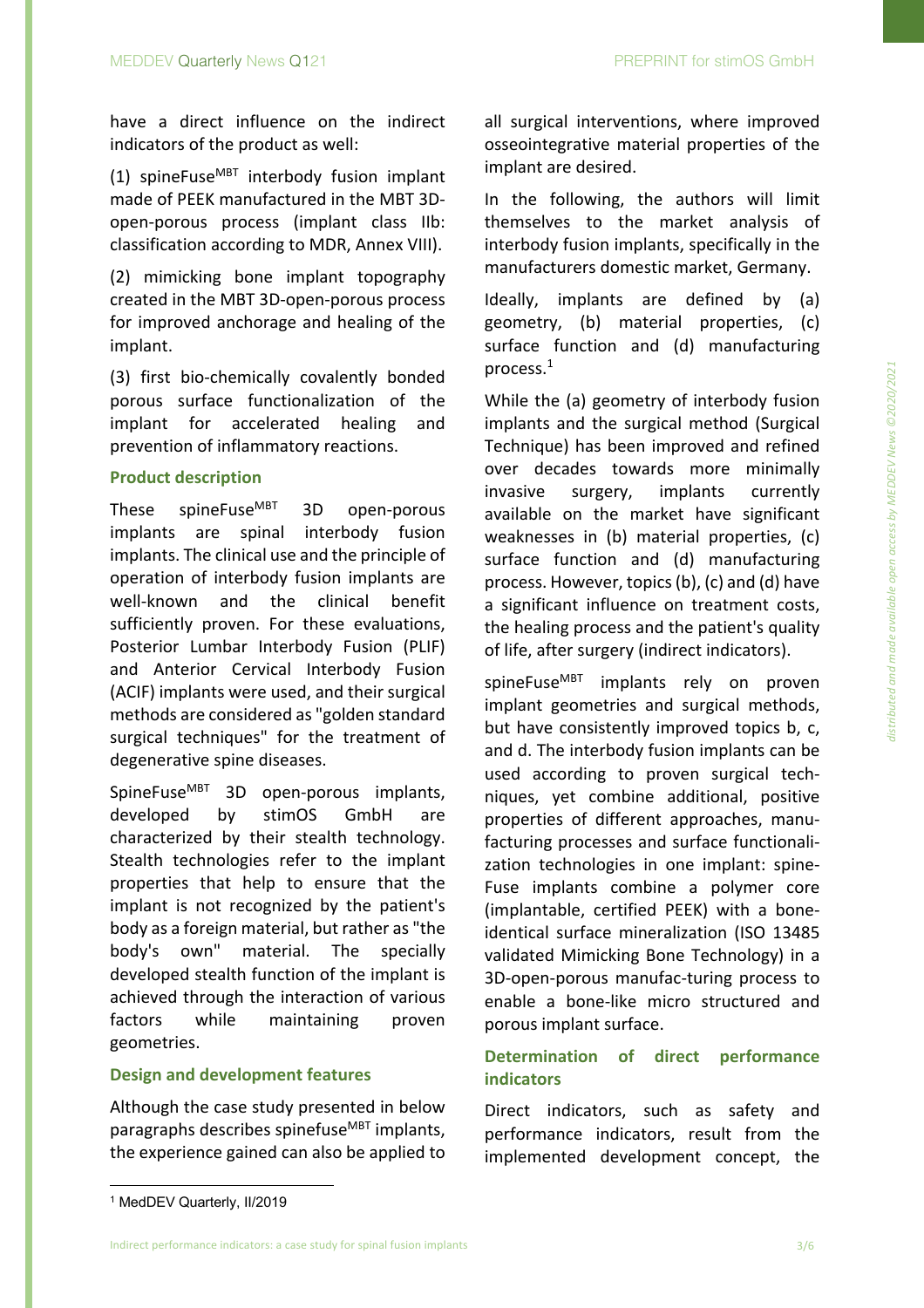have a direct influence on the indirect indicators of the product as well:

(1) spineFuse$^{MBT}$ interbody fusion implant made of PEEK manufactured in the MBT 3D-open-porous process (implant class IIb: classification according to MDR, Annex VIII).

(2) mimicking bone implant topography created in the MBT 3D-open-porous process for improved anchorage and healing of the implant.

(3) first bio-chemically covalently bonded porous surface functionalization of the implant for accelerated healing and prevention of inflammatory reactions.

## Product description

These spineFuse$^{MBT}$ 3D open-porous implants are spinal interbody fusion implants. The clinical use and the principle of operation of interbody fusion implants are well-known and the clinical benefit sufficiently proven. For these evaluations, Posterior Lumbar Interbody Fusion (PLIF) and Anterior Cervical Interbody Fusion (ACIF) implants were used, and their surgical methods are considered as "golden standard surgical techniques" for the treatment of degenerative spine diseases.

SpineFuse$^{MBT}$ 3D open-porous implants, developed by stimOS GmbH are characterized by their stealth technology. Stealth technologies refer to the implant properties that help to ensure that the implant is not recognized by the patient's body as a foreign material, but rather as "the body's own" material. The specially developed stealth function of the implant is achieved through the interaction of various factors while maintaining proven geometries.

## Design and development features

Although the case study presented in below paragraphs describes spinefuse$^{MBT}$ implants, the experience gained can also be applied to all surgical interventions, where improved osseointegrative material properties of the implant are desired.

In the following, the authors will limit themselves to the market analysis of interbody fusion implants, specifically in the manufacturers domestic market, Germany.

Ideally, implants are defined by (a) geometry, (b) material properties, (c) surface function and (d) manufacturing process.[1]

While the (a) geometry of interbody fusion implants and the surgical method (Surgical Technique) has been improved and refined over decades towards more minimally invasive surgery, implants currently available on the market have significant weaknesses in (b) material properties, (c) surface function and (d) manufacturing process. However, topics (b), (c) and (d) have a significant influence on treatment costs, the healing process and the patient's quality of life, after surgery (indirect indicators).

spineFuse$^{MBT}$ implants rely on proven implant geometries and surgical methods, but have consistently improved topics b, c, and d. The interbody fusion implants can be used according to proven surgical techniques, yet combine additional, positive properties of different approaches, manufacturing processes and surface functionalization technologies in one implant: spineFuse implants combine a polymer core (implantable, certified PEEK) with a bone-identical surface mineralization (ISO 13485 validated Mimicking Bone Technology) in a 3D-open-porous manufac-turing process to enable a bone-like micro structured and porous implant surface.

## Determination of direct performance indicators

Direct indicators, such as safety and performance indicators, result from the implemented development concept, the

[1] MedDEV Quarterly, II/2019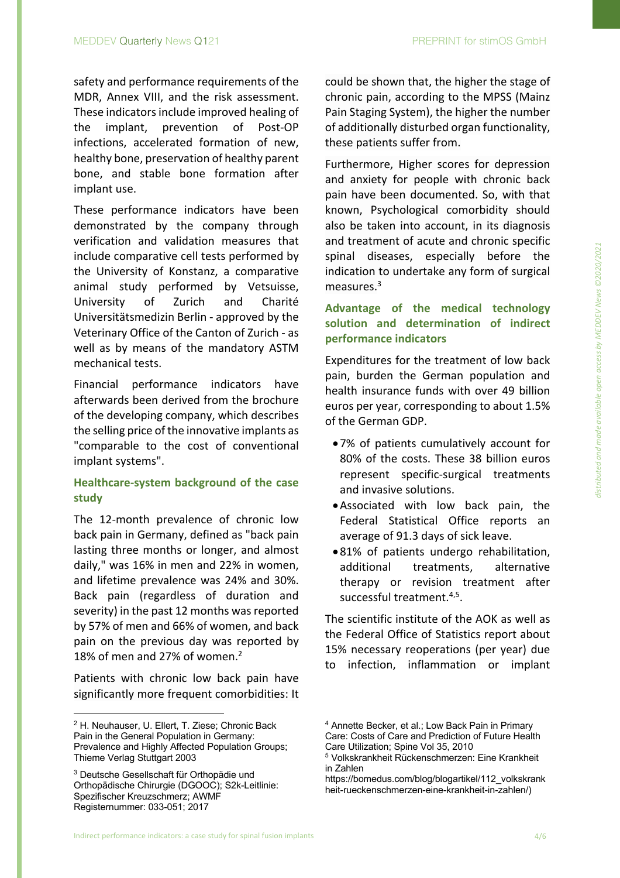safety and performance requirements of the MDR, Annex VIII, and the risk assessment. These indicators include improved healing of the implant, prevention of Post-OP infections, accelerated formation of new, healthy bone, preservation of healthy parent bone, and stable bone formation after implant use.

These performance indicators have been demonstrated by the company through verification and validation measures that include comparative cell tests performed by the University of Konstanz, a comparative animal study performed by Vetsuisse, University of Zurich and Charité Universitätsmedizin Berlin - approved by the Veterinary Office of the Canton of Zurich - as well as by means of the mandatory ASTM mechanical tests.

Financial performance indicators have afterwards been derived from the brochure of the developing company, which describes the selling price of the innovative implants as "comparable to the cost of conventional implant systems".

### Healthcare-system background of the case study

The 12-month prevalence of chronic low back pain in Germany, defined as "back pain lasting three months or longer, and almost daily," was 16% in men and 22% in women, and lifetime prevalence was 24% and 30%. Back pain (regardless of duration and severity) in the past 12 months was reported by 57% of men and 66% of women, and back pain on the previous day was reported by 18% of men and 27% of women.[2]

Patients with chronic low back pain have significantly more frequent comorbidities: It could be shown that, the higher the stage of chronic pain, according to the MPSS (Mainz Pain Staging System), the higher the number of additionally disturbed organ functionality, these patients suffer from.

Furthermore, Higher scores for depression and anxiety for people with chronic back pain have been documented. So, with that known, Psychological comorbidity should also be taken into account, in its diagnosis and treatment of acute and chronic specific spinal diseases, especially before the indication to undertake any form of surgical measures.[3]

### Advantage of the medical technology solution and determination of indirect performance indicators

Expenditures for the treatment of low back pain, burden the German population and health insurance funds with over 49 billion euros per year, corresponding to about 1.5% of the German GDP.

- 7% of patients cumulatively account for 80% of the costs. These 38 billion euros represent specific-surgical treatments and invasive solutions.
- Associated with low back pain, the Federal Statistical Office reports an average of 91.3 days of sick leave.
- 81% of patients undergo rehabilitation, additional treatments, alternative therapy or revision treatment after successful treatment.[4,5].

The scientific institute of the AOK as well as the Federal Office of Statistics report about 15% necessary reoperations (per year) due to infection, inflammation or implant

---

[2] H. Neuhauser, U. Ellert, T. Ziese; Chronic Back Pain in the General Population in Germany: Prevalence and Highly Affected Population Groups; Thieme Verlag Stuttgart 2003

[3] Deutsche Gesellschaft für Orthopädie und Orthopädische Chirurgie (DGOOC); S2k-Leitlinie: Spezifischer Kreuzschmerz; AWMF Registernummer: 033-051; 2017

[4] Annette Becker, et al.; Low Back Pain in Primary Care: Costs of Care and Prediction of Future Health Care Utilization; Spine Vol 35, 2010

[5] Volkskrankheit Rückenschmerzen: Eine Krankheit in Zahlen https://bomedus.com/blog/blogartikel/112_volkskrankheit-rueckenschmerzen-eine-krankheit-in-zahlen/)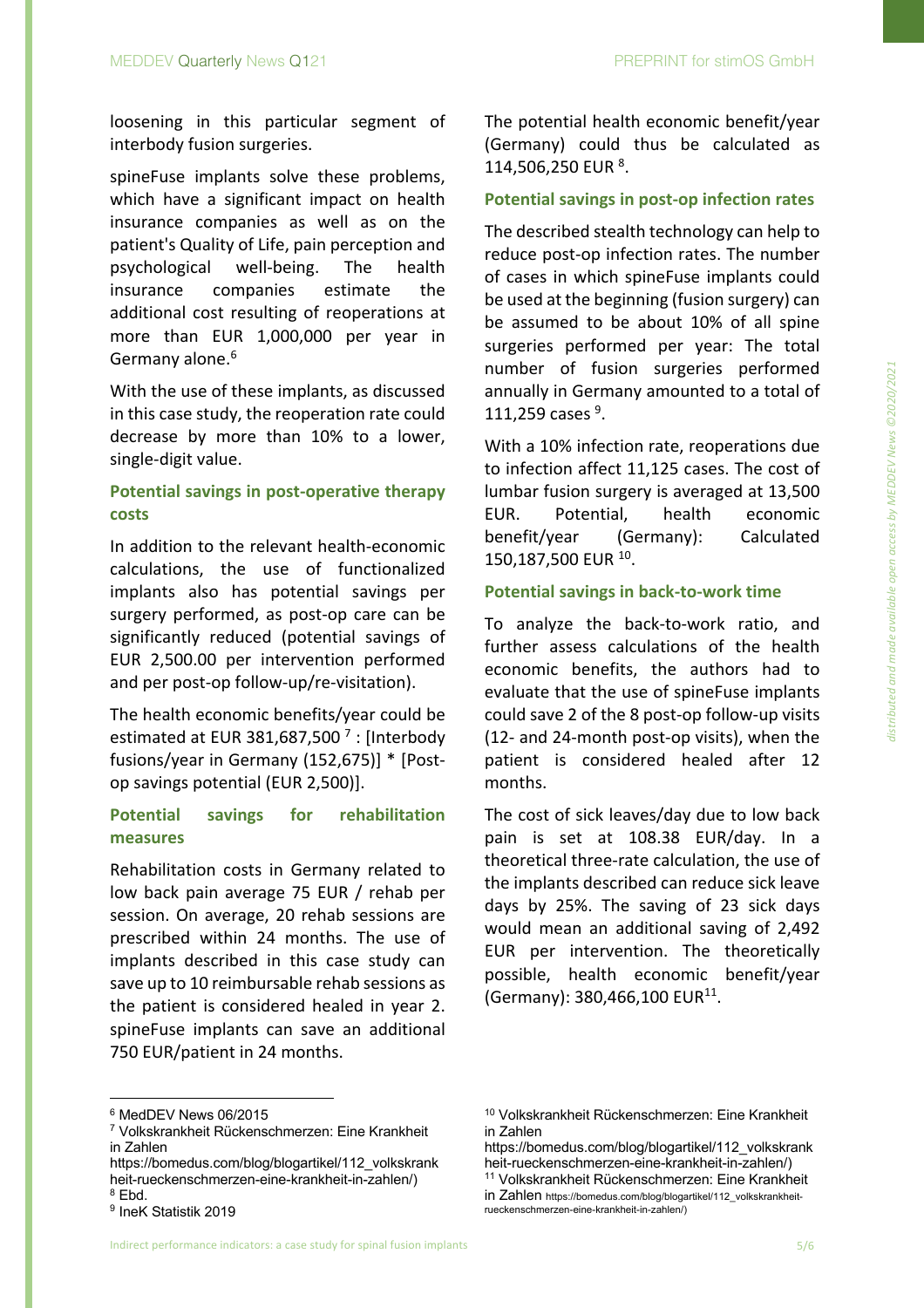loosening in this particular segment of interbody fusion surgeries.

spineFuse implants solve these problems, which have a significant impact on health insurance companies as well as on the patient's Quality of Life, pain perception and psychological well-being. The health insurance companies estimate the additional cost resulting of reoperations at more than EUR 1,000,000 per year in Germany alone.[6]

With the use of these implants, as discussed in this case study, the reoperation rate could decrease by more than 10% to a lower, single-digit value.

### Potential savings in post-operative therapy costs

In addition to the relevant health-economic calculations, the use of functionalized implants also has potential savings per surgery performed, as post-op care can be significantly reduced (potential savings of EUR 2,500.00 per intervention performed and per post-op follow-up/re-visitation).

The health economic benefits/year could be estimated at EUR 381,687,500 [7] : [Interbody fusions/year in Germany (152,675)] * [Post-op savings potential (EUR 2,500)].

### Potential savings for rehabilitation measures

Rehabilitation costs in Germany related to low back pain average 75 EUR / rehab per session. On average, 20 rehab sessions are prescribed within 24 months. The use of implants described in this case study can save up to 10 reimbursable rehab sessions as the patient is considered healed in year 2. spineFuse implants can save an additional 750 EUR/patient in 24 months.

The potential health economic benefit/year (Germany) could thus be calculated as 114,506,250 EUR [8].

### Potential savings in post-op infection rates

The described stealth technology can help to reduce post-op infection rates. The number of cases in which spineFuse implants could be used at the beginning (fusion surgery) can be assumed to be about 10% of all spine surgeries performed per year: The total number of fusion surgeries performed annually in Germany amounted to a total of 111,259 cases [9].

With a 10% infection rate, reoperations due to infection affect 11,125 cases. The cost of lumbar fusion surgery is averaged at 13,500 EUR. Potential, health economic benefit/year (Germany): Calculated 150,187,500 EUR [10].

### Potential savings in back-to-work time

To analyze the back-to-work ratio, and further assess calculations of the health economic benefits, the authors had to evaluate that the use of spineFuse implants could save 2 of the 8 post-op follow-up visits (12- and 24-month post-op visits), when the patient is considered healed after 12 months.

The cost of sick leaves/day due to low back pain is set at 108.38 EUR/day. In a theoretical three-rate calculation, the use of the implants described can reduce sick leave days by 25%. The saving of 23 sick days would mean an additional saving of 2,492 EUR per intervention. The theoretically possible, health economic benefit/year (Germany): 380,466,100 EUR[11].

---

[6] MedDEV News 06/2015

[7] Volkskrankheit Rückenschmerzen: Eine Krankheit in Zahlen https://bomedus.com/blog/blogartikel/112_volkskrankheit-rueckenschmerzen-eine-krankheit-in-zahlen/)

[8] Ebd.

[9] IneK Statistik 2019

[10] Volkskrankheit Rückenschmerzen: Eine Krankheit in Zahlen https://bomedus.com/blog/blogartikel/112_volkskrankheit-rueckenschmerzen-eine-krankheit-in-zahlen/)

[11] Volkskrankheit Rückenschmerzen: Eine Krankheit in Zahlen https://bomedus.com/blog/blogartikel/112_volkskrankheit-rueckenschmerzen-eine-krankheit-in-zahlen/)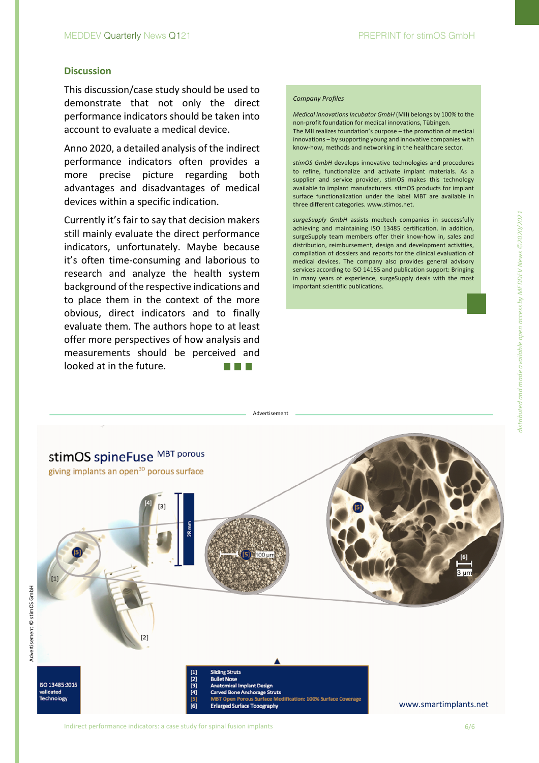## Discussion

This discussion/case study should be used to demonstrate that not only the direct performance indicators should be taken into account to evaluate a medical device.

Anno 2020, a detailed analysis of the indirect performance indicators often provides a more precise picture regarding both advantages and disadvantages of medical devices within a specific indication.

Currently it's fair to say that decision makers still mainly evaluate the direct performance indicators, unfortunately. Maybe because it's often time-consuming and laborious to research and analyze the health system background of the respective indications and to place them in the context of the more obvious, direct indicators and to finally evaluate them. The authors hope to at least offer more perspectives of how analysis and measurements should be perceived and looked at in the future.

*Company Profiles*

*Medical Innovations Incubator GmbH* (MII) belongs by 100% to the non-profit foundation for medical innovations, Tübingen. The MII realizes foundation's purpose – the promotion of medical innovations – by supporting young and innovative companies with know-how, methods and networking in the healthcare sector.

*stimOS GmbH* develops innovative technologies and procedures to refine, functionalize and activate implant materials. As a supplier and service provider, stimOS makes this technology available to implant manufacturers. stimOS products for implant surface functionalization under the label MBT are available in three different categories. www.stimos.net.

*surgeSupply GmbH* assists medtech companies in successfully achieving and maintaining ISO 13485 certification. In addition, surgeSupply team members offer their know-how in, sales and distribution, reimbursement, design and development activities, compilation of dossiers and reports for the clinical evaluation of medical devices. The company also provides general advisory services according to ISO 14155 and publication support: Bringing in many years of experience, surgeSupply deals with the most important scientific publications.

Advertisement

stimOS spineFuse MBT porous

giving implants an open3D porous surface

ISO 13485:2016 validated Technology

[1] Sliding Struts
[2] Bullet Nose
[3] Anatomical Implant Design
[4] Carved Bone Anchorage Struts
[5] MBT Open Porous Surface Modification: 100% Surface Coverage
[6] Enlarged Surface Topography

www.smartimplants.net